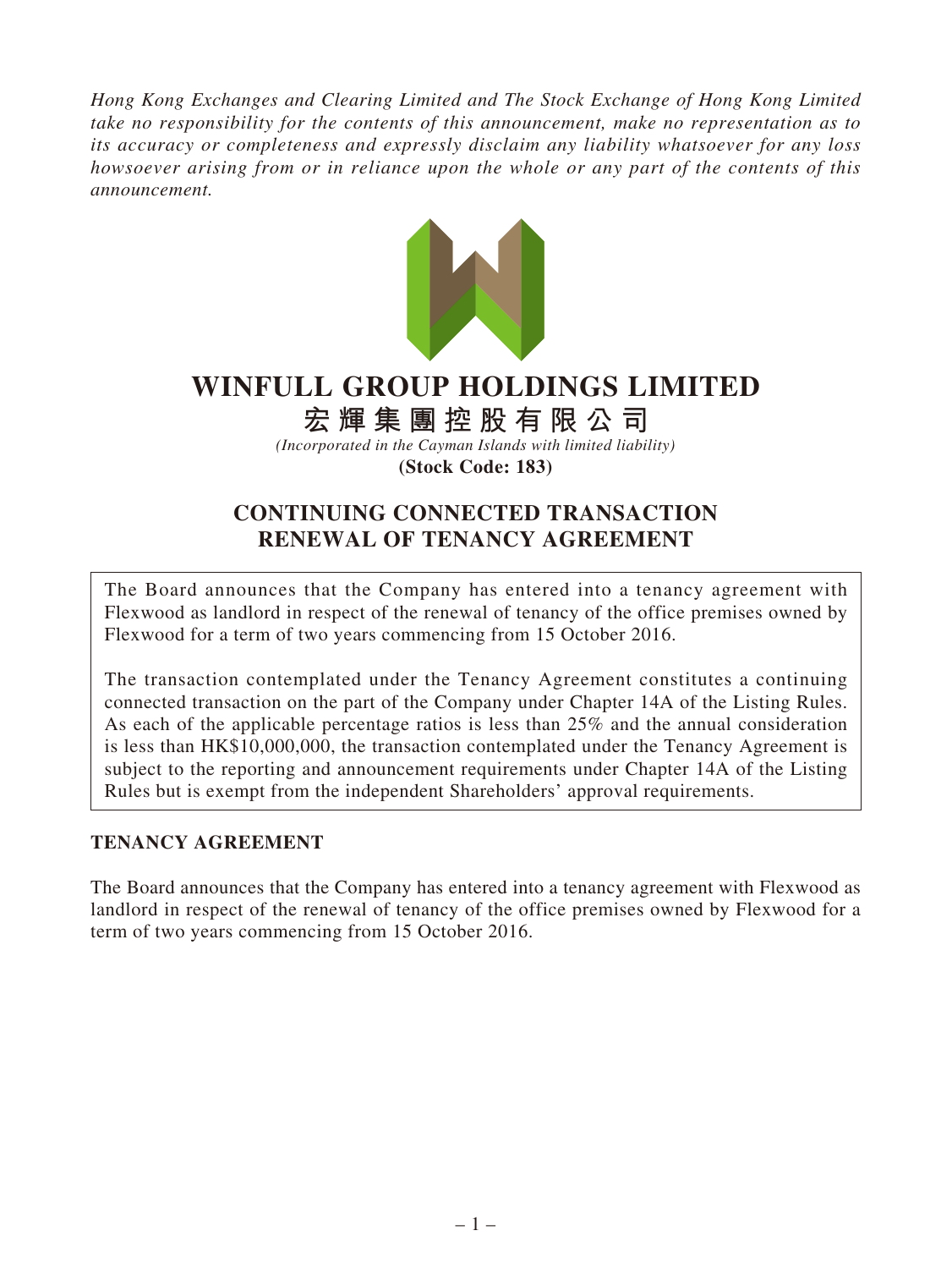*Hong Kong Exchanges and Clearing Limited and The Stock Exchange of Hong Kong Limited take no responsibility for the contents of this announcement, make no representation as to its accuracy or completeness and expressly disclaim any liability whatsoever for any loss howsoever arising from or in reliance upon the whole or any part of the contents of this announcement.*

# WINFULL GROUP HOLDINGS LIMITED

# 宏輝集團控股有限公司

*(Incorporated in the Cayman Islands with limited liability)*

**(Stock Code: 183)**

## CONTINUING CONNECTED TRANSACTION RENEWAL OF TENANCY AGREEMENT

The Board announces that the Company has entered into a tenancy agreement with Flexwood as landlord in respect of the renewal of tenancy of the office premises owned by Flexwood for a term of two years commencing from 15 October 2016.

The transaction contemplated under the Tenancy Agreement constitutes a continuing connected transaction on the part of the Company under Chapter 14A of the Listing Rules. As each of the applicable percentage ratios is less than 25% and the annual consideration is less than HK$10,000,000, the transaction contemplated under the Tenancy Agreement is subject to the reporting and announcement requirements under Chapter 14A of the Listing Rules but is exempt from the independent Shareholders' approval requirements.

### TENANCY AGREEMENT

The Board announces that the Company has entered into a tenancy agreement with Flexwood as landlord in respect of the renewal of tenancy of the office premises owned by Flexwood for a term of two years commencing from 15 October 2016.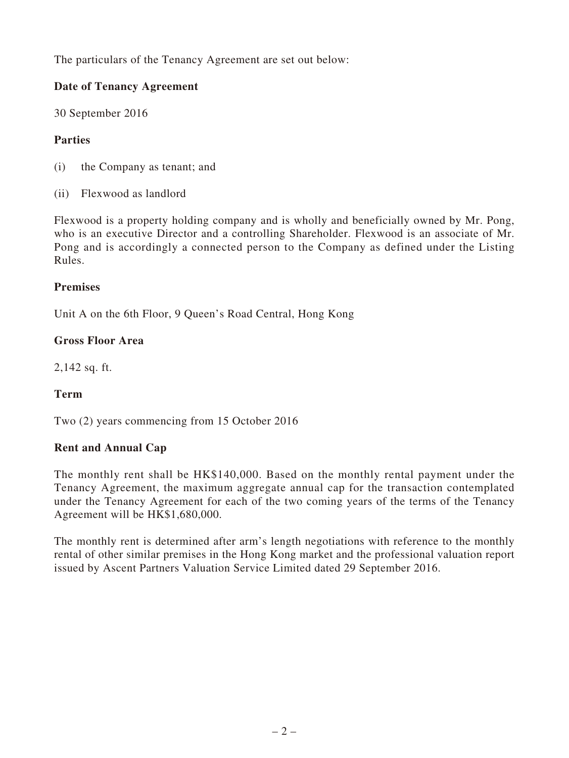The particulars of the Tenancy Agreement are set out below:

**Date of Tenancy Agreement**

30 September 2016

**Parties**

(i) the Company as tenant; and

(ii) Flexwood as landlord

Flexwood is a property holding company and is wholly and beneficially owned by Mr. Pong, who is an executive Director and a controlling Shareholder. Flexwood is an associate of Mr. Pong and is accordingly a connected person to the Company as defined under the Listing Rules.

**Premises**

Unit A on the 6th Floor, 9 Queen's Road Central, Hong Kong

**Gross Floor Area**

2,142 sq. ft.

**Term**

Two (2) years commencing from 15 October 2016

**Rent and Annual Cap**

The monthly rent shall be HK$140,000. Based on the monthly rental payment under the Tenancy Agreement, the maximum aggregate annual cap for the transaction contemplated under the Tenancy Agreement for each of the two coming years of the terms of the Tenancy Agreement will be HK$1,680,000.

The monthly rent is determined after arm's length negotiations with reference to the monthly rental of other similar premises in the Hong Kong market and the professional valuation report issued by Ascent Partners Valuation Service Limited dated 29 September 2016.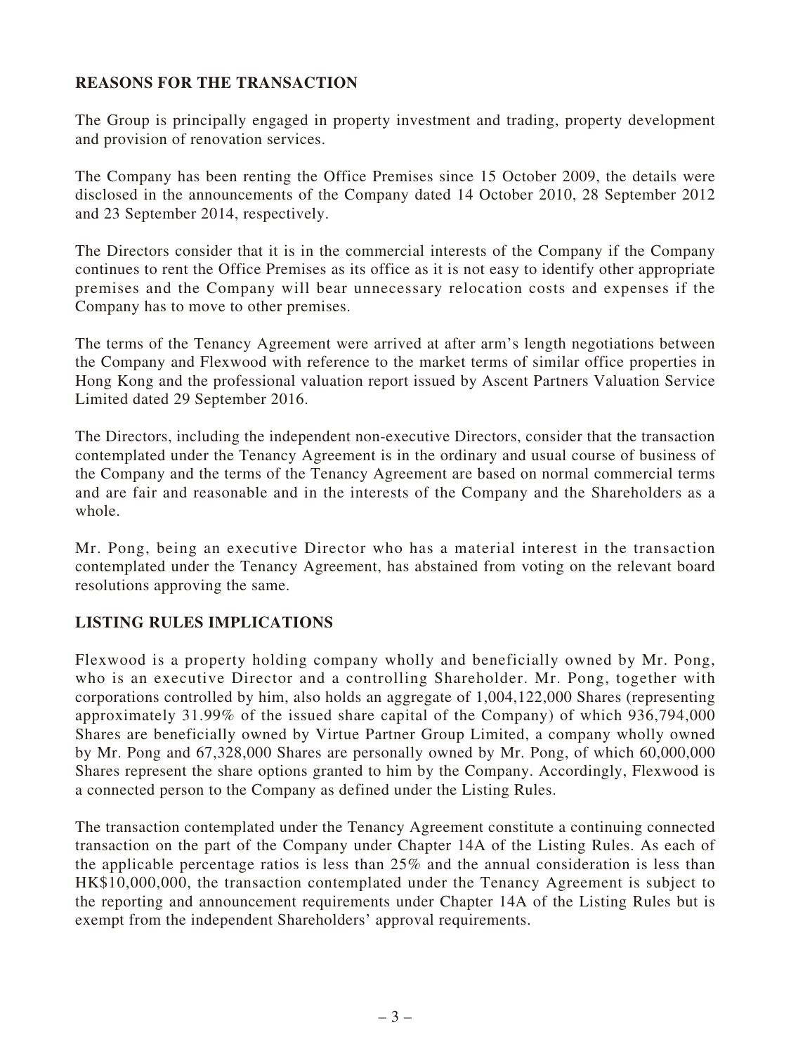## REASONS FOR THE TRANSACTION

The Group is principally engaged in property investment and trading, property development and provision of renovation services.

The Company has been renting the Office Premises since 15 October 2009, the details were disclosed in the announcements of the Company dated 14 October 2010, 28 September 2012 and 23 September 2014, respectively.

The Directors consider that it is in the commercial interests of the Company if the Company continues to rent the Office Premises as its office as it is not easy to identify other appropriate premises and the Company will bear unnecessary relocation costs and expenses if the Company has to move to other premises.

The terms of the Tenancy Agreement were arrived at after arm's length negotiations between the Company and Flexwood with reference to the market terms of similar office properties in Hong Kong and the professional valuation report issued by Ascent Partners Valuation Service Limited dated 29 September 2016.

The Directors, including the independent non-executive Directors, consider that the transaction contemplated under the Tenancy Agreement is in the ordinary and usual course of business of the Company and the terms of the Tenancy Agreement are based on normal commercial terms and are fair and reasonable and in the interests of the Company and the Shareholders as a whole.

Mr. Pong, being an executive Director who has a material interest in the transaction contemplated under the Tenancy Agreement, has abstained from voting on the relevant board resolutions approving the same.

## LISTING RULES IMPLICATIONS

Flexwood is a property holding company wholly and beneficially owned by Mr. Pong, who is an executive Director and a controlling Shareholder. Mr. Pong, together with corporations controlled by him, also holds an aggregate of 1,004,122,000 Shares (representing approximately 31.99% of the issued share capital of the Company) of which 936,794,000 Shares are beneficially owned by Virtue Partner Group Limited, a company wholly owned by Mr. Pong and 67,328,000 Shares are personally owned by Mr. Pong, of which 60,000,000 Shares represent the share options granted to him by the Company. Accordingly, Flexwood is a connected person to the Company as defined under the Listing Rules.

The transaction contemplated under the Tenancy Agreement constitute a continuing connected transaction on the part of the Company under Chapter 14A of the Listing Rules. As each of the applicable percentage ratios is less than 25% and the annual consideration is less than HK$10,000,000, the transaction contemplated under the Tenancy Agreement is subject to the reporting and announcement requirements under Chapter 14A of the Listing Rules but is exempt from the independent Shareholders' approval requirements.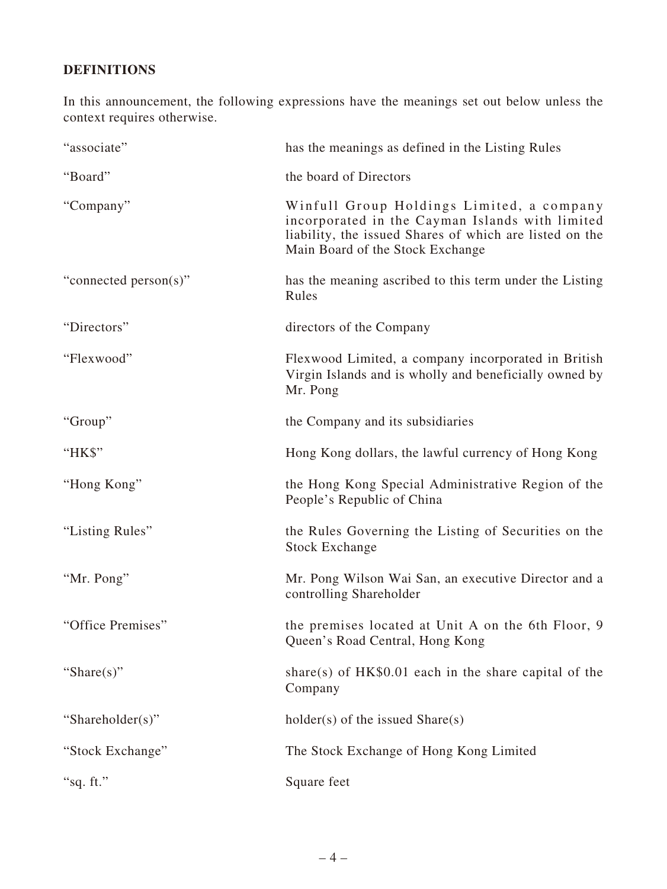## DEFINITIONS

In this announcement, the following expressions have the meanings set out below unless the context requires otherwise.

| | |
|---|---|
| "associate" | has the meanings as defined in the Listing Rules |
| "Board" | the board of Directors |
| "Company" | Winfull Group Holdings Limited, a company incorporated in the Cayman Islands with limited liability, the issued Shares of which are listed on the Main Board of the Stock Exchange |
| "connected person(s)" | has the meaning ascribed to this term under the Listing Rules |
| "Directors" | directors of the Company |
| "Flexwood" | Flexwood Limited, a company incorporated in British Virgin Islands and is wholly and beneficially owned by Mr. Pong |
| "Group" | the Company and its subsidiaries |
| "HK$" | Hong Kong dollars, the lawful currency of Hong Kong |
| "Hong Kong" | the Hong Kong Special Administrative Region of the People's Republic of China |
| "Listing Rules" | the Rules Governing the Listing of Securities on the Stock Exchange |
| "Mr. Pong" | Mr. Pong Wilson Wai San, an executive Director and a controlling Shareholder |
| "Office Premises" | the premises located at Unit A on the 6th Floor, 9 Queen's Road Central, Hong Kong |
| "Share(s)" | share(s) of HK$0.01 each in the share capital of the Company |
| "Shareholder(s)" | holder(s) of the issued Share(s) |
| "Stock Exchange" | The Stock Exchange of Hong Kong Limited |
| "sq. ft." | Square feet |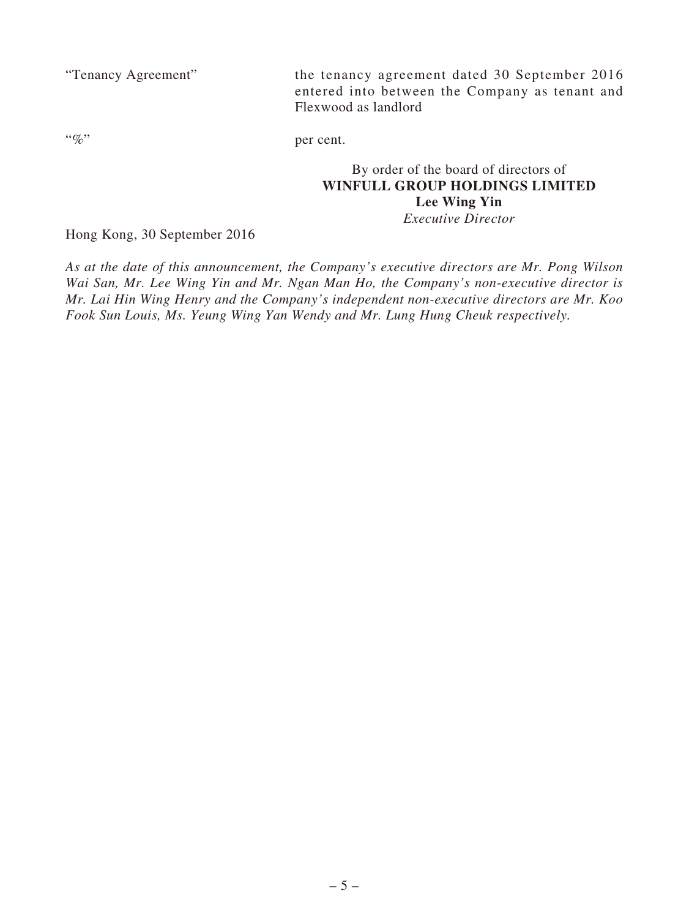| | |
|---|---|
| "Tenancy Agreement" | the tenancy agreement dated 30 September 2016 entered into between the Company as tenant and Flexwood as landlord |
| "%" | per cent. |

By order of the board of directors of
**WINFULL GROUP HOLDINGS LIMITED**
**Lee Wing Yin**
*Executive Director*

Hong Kong, 30 September 2016

*As at the date of this announcement, the Company's executive directors are Mr. Pong Wilson Wai San, Mr. Lee Wing Yin and Mr. Ngan Man Ho, the Company's non-executive director is Mr. Lai Hin Wing Henry and the Company's independent non-executive directors are Mr. Koo Fook Sun Louis, Ms. Yeung Wing Yan Wendy and Mr. Lung Hung Cheuk respectively.*